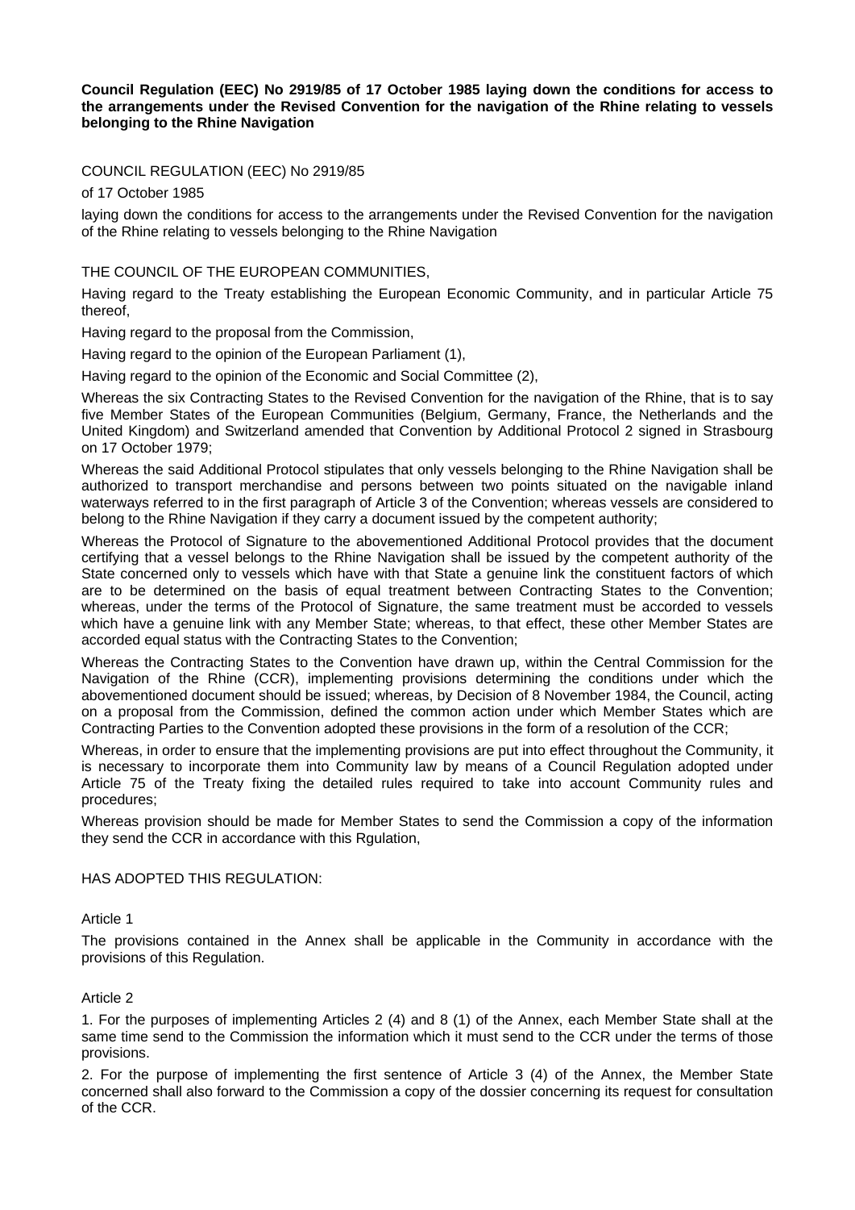**Council Regulation (EEC) No 2919/85 of 17 October 1985 laying down the conditions for access to the arrangements under the Revised Convention for the navigation of the Rhine relating to vessels belonging to the Rhine Navigation**

COUNCIL REGULATION (EEC) No 2919/85

of 17 October 1985

laying down the conditions for access to the arrangements under the Revised Convention for the navigation of the Rhine relating to vessels belonging to the Rhine Navigation

THE COUNCIL OF THE EUROPEAN COMMUNITIES,

Having regard to the Treaty establishing the European Economic Community, and in particular Article 75 thereof,

Having regard to the proposal from the Commission,

Having regard to the opinion of the European Parliament (1),

Having regard to the opinion of the Economic and Social Committee (2),

Whereas the six Contracting States to the Revised Convention for the navigation of the Rhine, that is to say five Member States of the European Communities (Belgium, Germany, France, the Netherlands and the United Kingdom) and Switzerland amended that Convention by Additional Protocol 2 signed in Strasbourg on 17 October 1979;

Whereas the said Additional Protocol stipulates that only vessels belonging to the Rhine Navigation shall be authorized to transport merchandise and persons between two points situated on the navigable inland waterways referred to in the first paragraph of Article 3 of the Convention; whereas vessels are considered to belong to the Rhine Navigation if they carry a document issued by the competent authority;

Whereas the Protocol of Signature to the abovementioned Additional Protocol provides that the document certifying that a vessel belongs to the Rhine Navigation shall be issued by the competent authority of the State concerned only to vessels which have with that State a genuine link the constituent factors of which are to be determined on the basis of equal treatment between Contracting States to the Convention; whereas, under the terms of the Protocol of Signature, the same treatment must be accorded to vessels which have a genuine link with any Member State; whereas, to that effect, these other Member States are accorded equal status with the Contracting States to the Convention;

Whereas the Contracting States to the Convention have drawn up, within the Central Commission for the Navigation of the Rhine (CCR), implementing provisions determining the conditions under which the abovementioned document should be issued; whereas, by Decision of 8 November 1984, the Council, acting on a proposal from the Commission, defined the common action under which Member States which are Contracting Parties to the Convention adopted these provisions in the form of a resolution of the CCR;

Whereas, in order to ensure that the implementing provisions are put into effect throughout the Community, it is necessary to incorporate them into Community law by means of a Council Regulation adopted under Article 75 of the Treaty fixing the detailed rules required to take into account Community rules and procedures;

Whereas provision should be made for Member States to send the Commission a copy of the information they send the CCR in accordance with this Rgulation,

HAS ADOPTED THIS REGULATION:

Article 1

The provisions contained in the Annex shall be applicable in the Community in accordance with the provisions of this Regulation.

Article 2

1. For the purposes of implementing Articles 2 (4) and 8 (1) of the Annex, each Member State shall at the same time send to the Commission the information which it must send to the CCR under the terms of those provisions.

2. For the purpose of implementing the first sentence of Article 3 (4) of the Annex, the Member State concerned shall also forward to the Commission a copy of the dossier concerning its request for consultation of the CCR.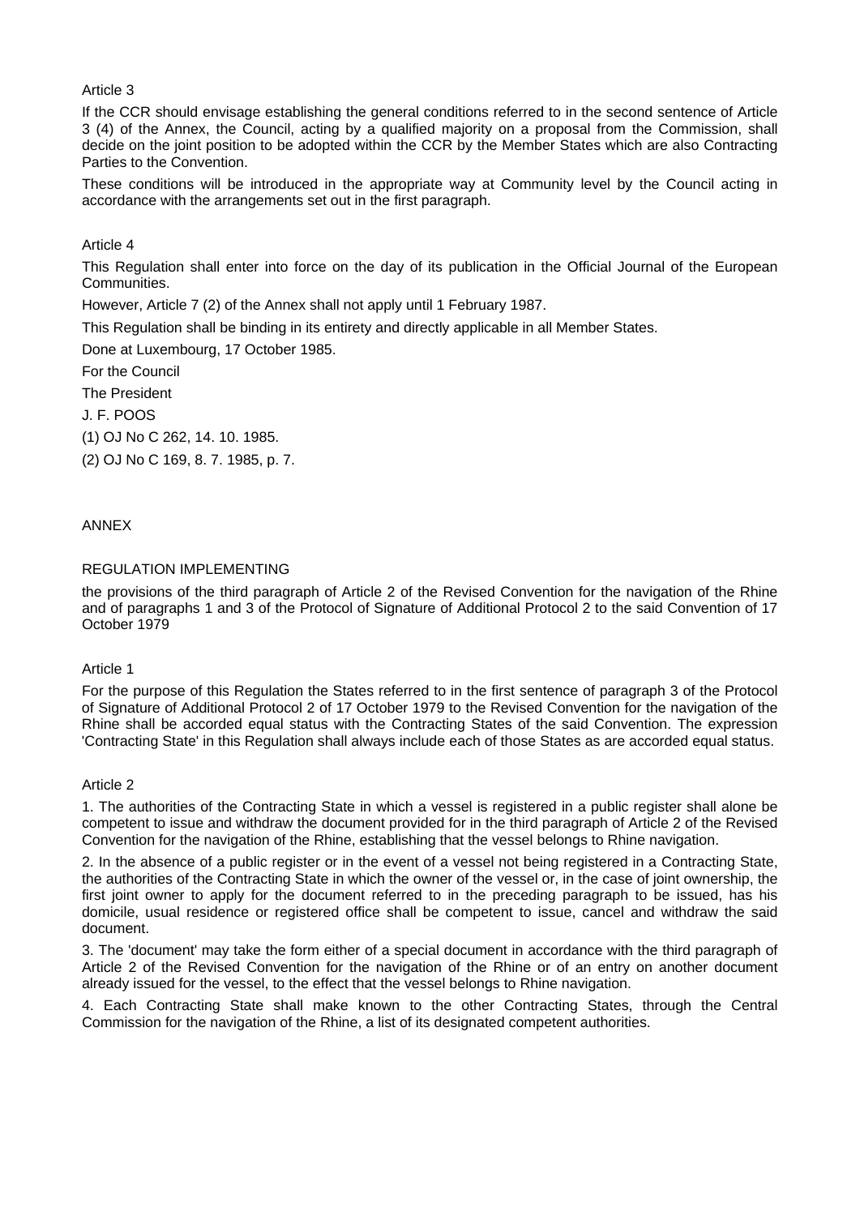Article 3

If the CCR should envisage establishing the general conditions referred to in the second sentence of Article 3 (4) of the Annex, the Council, acting by a qualified majority on a proposal from the Commission, shall decide on the joint position to be adopted within the CCR by the Member States which are also Contracting Parties to the Convention.

These conditions will be introduced in the appropriate way at Community level by the Council acting in accordance with the arrangements set out in the first paragraph.

Article 4

This Regulation shall enter into force on the day of its publication in the Official Journal of the European Communities.

However, Article 7 (2) of the Annex shall not apply until 1 February 1987.

This Regulation shall be binding in its entirety and directly applicable in all Member States.

Done at Luxembourg, 17 October 1985.

For the Council

The President

J. F. POOS

(1) OJ No C 262, 14. 10. 1985.

(2) OJ No C 169, 8. 7. 1985, p. 7.

ANNEX

REGULATION IMPLEMENTING

the provisions of the third paragraph of Article 2 of the Revised Convention for the navigation of the Rhine and of paragraphs 1 and 3 of the Protocol of Signature of Additional Protocol 2 to the said Convention of 17 October 1979

Article 1

For the purpose of this Regulation the States referred to in the first sentence of paragraph 3 of the Protocol of Signature of Additional Protocol 2 of 17 October 1979 to the Revised Convention for the navigation of the Rhine shall be accorded equal status with the Contracting States of the said Convention. The expression 'Contracting State' in this Regulation shall always include each of those States as are accorded equal status.

Article 2

1. The authorities of the Contracting State in which a vessel is registered in a public register shall alone be competent to issue and withdraw the document provided for in the third paragraph of Article 2 of the Revised Convention for the navigation of the Rhine, establishing that the vessel belongs to Rhine navigation.

2. In the absence of a public register or in the event of a vessel not being registered in a Contracting State, the authorities of the Contracting State in which the owner of the vessel or, in the case of joint ownership, the first joint owner to apply for the document referred to in the preceding paragraph to be issued, has his domicile, usual residence or registered office shall be competent to issue, cancel and withdraw the said document.

3. The 'document' may take the form either of a special document in accordance with the third paragraph of Article 2 of the Revised Convention for the navigation of the Rhine or of an entry on another document already issued for the vessel, to the effect that the vessel belongs to Rhine navigation.

4. Each Contracting State shall make known to the other Contracting States, through the Central Commission for the navigation of the Rhine, a list of its designated competent authorities.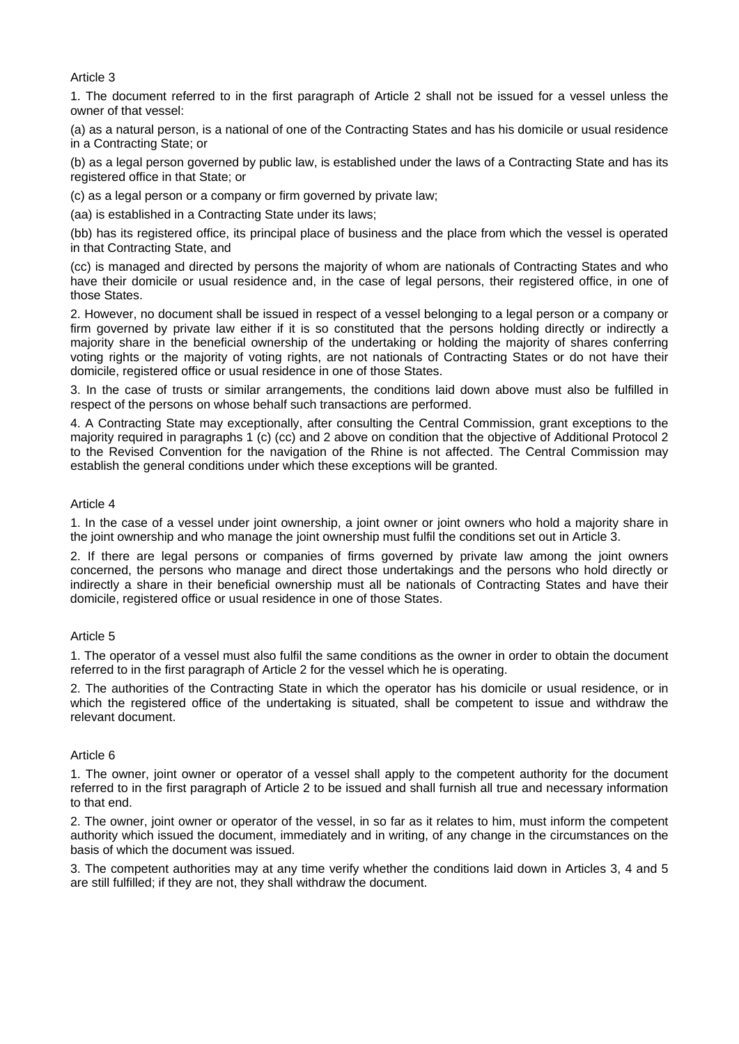Article 3

1. The document referred to in the first paragraph of Article 2 shall not be issued for a vessel unless the owner of that vessel:

(a) as a natural person, is a national of one of the Contracting States and has his domicile or usual residence in a Contracting State; or

(b) as a legal person governed by public law, is established under the laws of a Contracting State and has its registered office in that State; or

(c) as a legal person or a company or firm governed by private law;

(aa) is established in a Contracting State under its laws;

(bb) has its registered office, its principal place of business and the place from which the vessel is operated in that Contracting State, and

(cc) is managed and directed by persons the majority of whom are nationals of Contracting States and who have their domicile or usual residence and, in the case of legal persons, their registered office, in one of those States.

2. However, no document shall be issued in respect of a vessel belonging to a legal person or a company or firm governed by private law either if it is so constituted that the persons holding directly or indirectly a majority share in the beneficial ownership of the undertaking or holding the majority of shares conferring voting rights or the majority of voting rights, are not nationals of Contracting States or do not have their domicile, registered office or usual residence in one of those States.

3. In the case of trusts or similar arrangements, the conditions laid down above must also be fulfilled in respect of the persons on whose behalf such transactions are performed.

4. A Contracting State may exceptionally, after consulting the Central Commission, grant exceptions to the majority required in paragraphs 1 (c) (cc) and 2 above on condition that the objective of Additional Protocol 2 to the Revised Convention for the navigation of the Rhine is not affected. The Central Commission may establish the general conditions under which these exceptions will be granted.

Article 4

1. In the case of a vessel under joint ownership, a joint owner or joint owners who hold a majority share in the joint ownership and who manage the joint ownership must fulfil the conditions set out in Article 3.

2. If there are legal persons or companies of firms governed by private law among the joint owners concerned, the persons who manage and direct those undertakings and the persons who hold directly or indirectly a share in their beneficial ownership must all be nationals of Contracting States and have their domicile, registered office or usual residence in one of those States.

Article 5

1. The operator of a vessel must also fulfil the same conditions as the owner in order to obtain the document referred to in the first paragraph of Article 2 for the vessel which he is operating.

2. The authorities of the Contracting State in which the operator has his domicile or usual residence, or in which the registered office of the undertaking is situated, shall be competent to issue and withdraw the relevant document.

Article 6

1. The owner, joint owner or operator of a vessel shall apply to the competent authority for the document referred to in the first paragraph of Article 2 to be issued and shall furnish all true and necessary information to that end.

2. The owner, joint owner or operator of the vessel, in so far as it relates to him, must inform the competent authority which issued the document, immediately and in writing, of any change in the circumstances on the basis of which the document was issued.

3. The competent authorities may at any time verify whether the conditions laid down in Articles 3, 4 and 5 are still fulfilled; if they are not, they shall withdraw the document.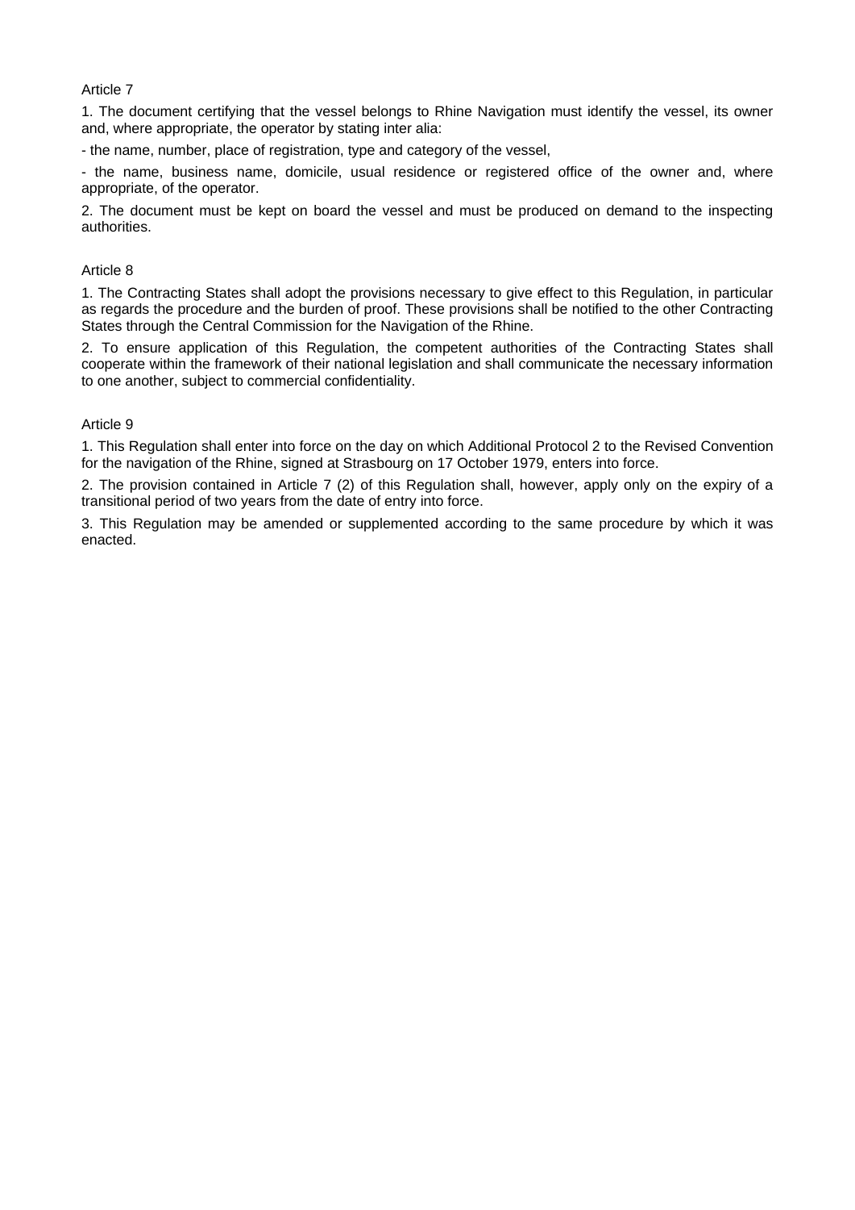Article 7

1. The document certifying that the vessel belongs to Rhine Navigation must identify the vessel, its owner and, where appropriate, the operator by stating inter alia:

- the name, number, place of registration, type and category of the vessel,

- the name, business name, domicile, usual residence or registered office of the owner and, where appropriate, of the operator.

2. The document must be kept on board the vessel and must be produced on demand to the inspecting authorities.

Article 8

1. The Contracting States shall adopt the provisions necessary to give effect to this Regulation, in particular as regards the procedure and the burden of proof. These provisions shall be notified to the other Contracting States through the Central Commission for the Navigation of the Rhine.

2. To ensure application of this Regulation, the competent authorities of the Contracting States shall cooperate within the framework of their national legislation and shall communicate the necessary information to one another, subject to commercial confidentiality.

Article 9

1. This Regulation shall enter into force on the day on which Additional Protocol 2 to the Revised Convention for the navigation of the Rhine, signed at Strasbourg on 17 October 1979, enters into force.

2. The provision contained in Article 7 (2) of this Regulation shall, however, apply only on the expiry of a transitional period of two years from the date of entry into force.

3. This Regulation may be amended or supplemented according to the same procedure by which it was enacted.